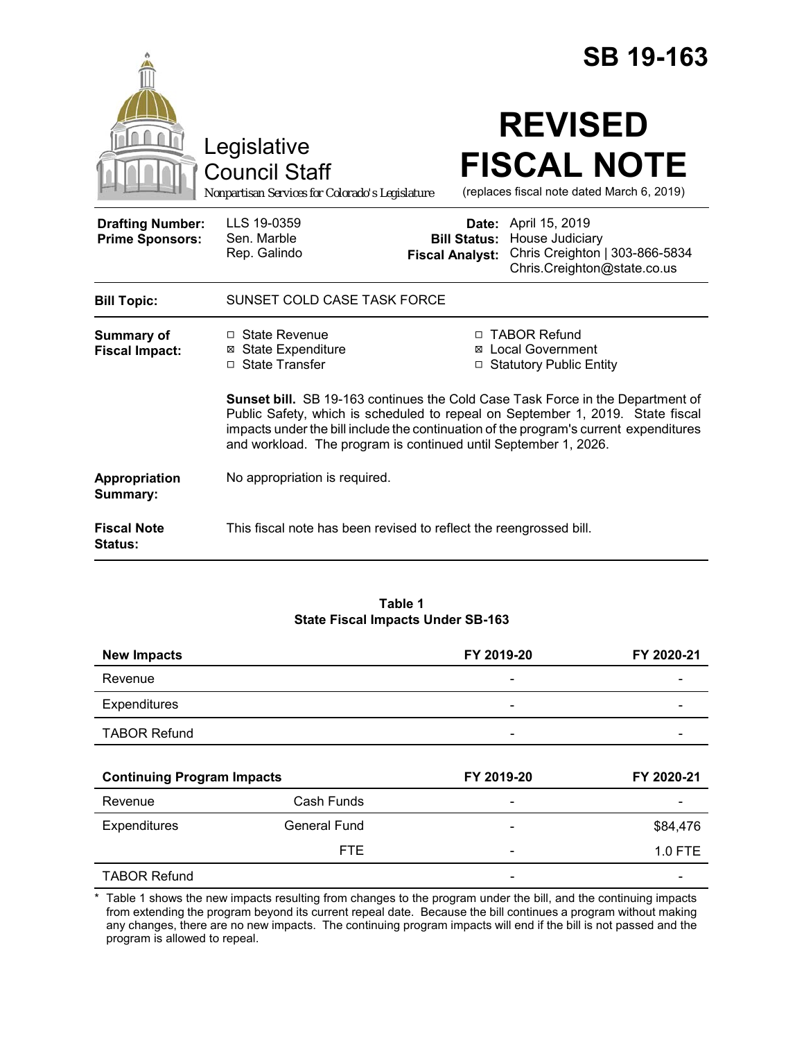# SB 19-163

Legislative Council Staff

*Nonpartisan Services for Colorado's Legislature*

# REVISED FISCAL NOTE

(replaces fiscal note dated March 6, 2019)

| | | | |
|---|---|---|---|
| **Drafting Number:** | LLS 19-0359 | **Date:** | April 15, 2019 |
| **Prime Sponsors:** | Sen. Marble<br>Rep. Galindo | **Bill Status:** | House Judiciary |
| | | **Fiscal Analyst:** | Chris Creighton \| 303-866-5834<br>Chris.Creighton@state.co.us |

**Bill Topic:** SUNSET COLD CASE TASK FORCE

**Summary of Fiscal Impact:**

- ☐ State Revenue
- ☒ State Expenditure
- ☐ State Transfer
- ☐ TABOR Refund
- ☒ Local Government
- ☐ Statutory Public Entity

**Sunset bill.** SB 19-163 continues the Cold Case Task Force in the Department of Public Safety, which is scheduled to repeal on September 1, 2019. State fiscal impacts under the bill include the continuation of the program's current expenditures and workload. The program is continued until September 1, 2026.

**Appropriation Summary:** No appropriation is required.

**Fiscal Note Status:** This fiscal note has been revised to reflect the reengrossed bill.

**Table 1**
**State Fiscal Impacts Under SB-163**

| **New Impacts** | | **FY 2019-20** | **FY 2020-21** |
|---|---|---|---|
| Revenue | | - | - |
| Expenditures | | - | - |
| TABOR Refund | | - | - |
| **Continuing Program Impacts** | | **FY 2019-20** | **FY 2020-21** |
| Revenue | Cash Funds | - | - |
| Expenditures | General Fund | - | $84,476 |
| | FTE | - | 1.0 FTE |
| TABOR Refund | | - | - |

\* Table 1 shows the new impacts resulting from changes to the program under the bill, and the continuing impacts from extending the program beyond its current repeal date. Because the bill continues a program without making any changes, there are no new impacts. The continuing program impacts will end if the bill is not passed and the program is allowed to repeal.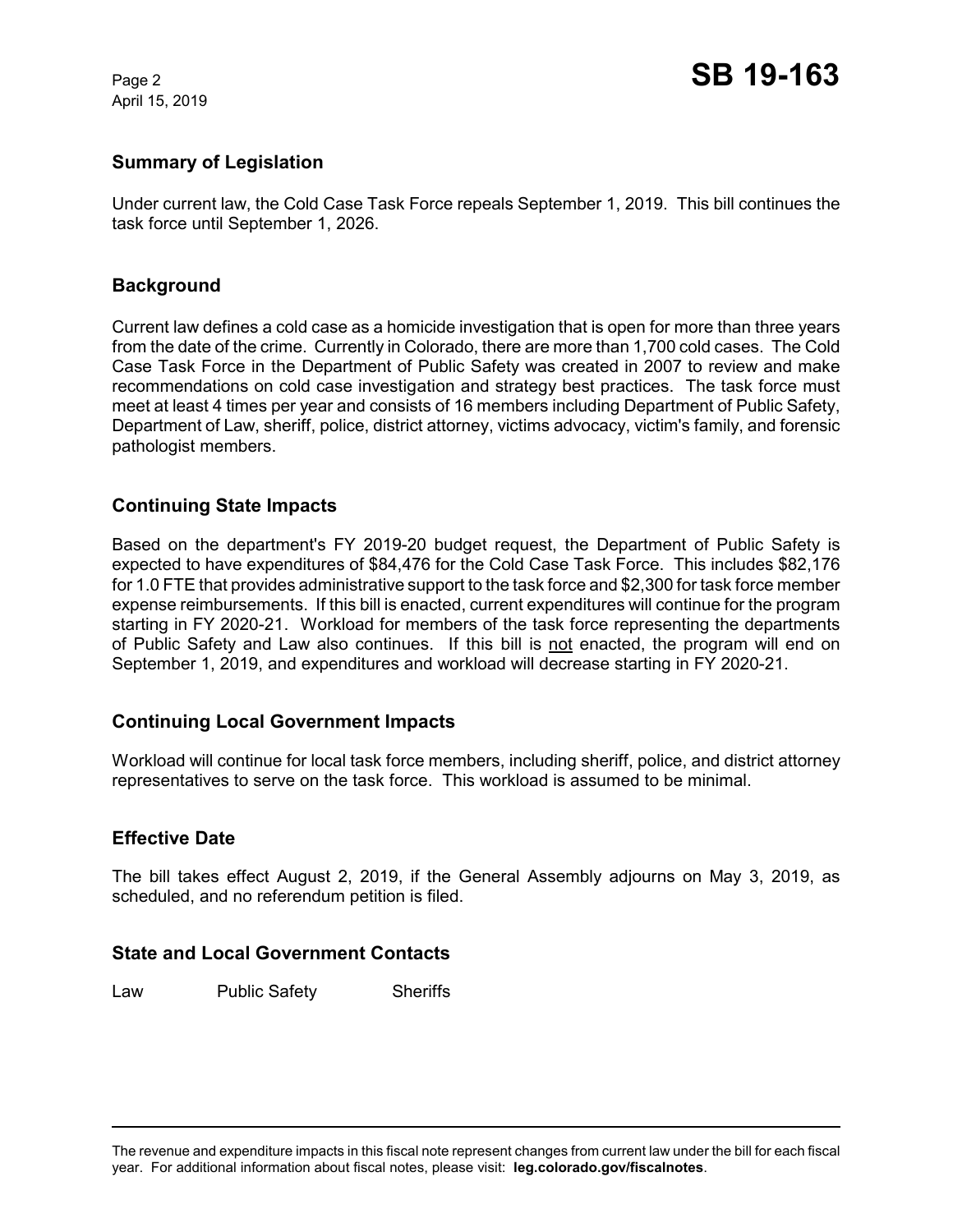## Summary of Legislation

Under current law, the Cold Case Task Force repeals September 1, 2019. This bill continues the task force until September 1, 2026.

## Background

Current law defines a cold case as a homicide investigation that is open for more than three years from the date of the crime. Currently in Colorado, there are more than 1,700 cold cases. The Cold Case Task Force in the Department of Public Safety was created in 2007 to review and make recommendations on cold case investigation and strategy best practices. The task force must meet at least 4 times per year and consists of 16 members including Department of Public Safety, Department of Law, sheriff, police, district attorney, victims advocacy, victim's family, and forensic pathologist members.

## Continuing State Impacts

Based on the department's FY 2019-20 budget request, the Department of Public Safety is expected to have expenditures of $84,476 for the Cold Case Task Force. This includes $82,176 for 1.0 FTE that provides administrative support to the task force and $2,300 for task force member expense reimbursements. If this bill is enacted, current expenditures will continue for the program starting in FY 2020-21. Workload for members of the task force representing the departments of Public Safety and Law also continues. If this bill is not enacted, the program will end on September 1, 2019, and expenditures and workload will decrease starting in FY 2020-21.

## Continuing Local Government Impacts

Workload will continue for local task force members, including sheriff, police, and district attorney representatives to serve on the task force. This workload is assumed to be minimal.

## Effective Date

The bill takes effect August 2, 2019, if the General Assembly adjourns on May 3, 2019, as scheduled, and no referendum petition is filed.

## State and Local Government Contacts

Law　　Public Safety　　Sheriffs

The revenue and expenditure impacts in this fiscal note represent changes from current law under the bill for each fiscal year. For additional information about fiscal notes, please visit: **leg.colorado.gov/fiscalnotes**.